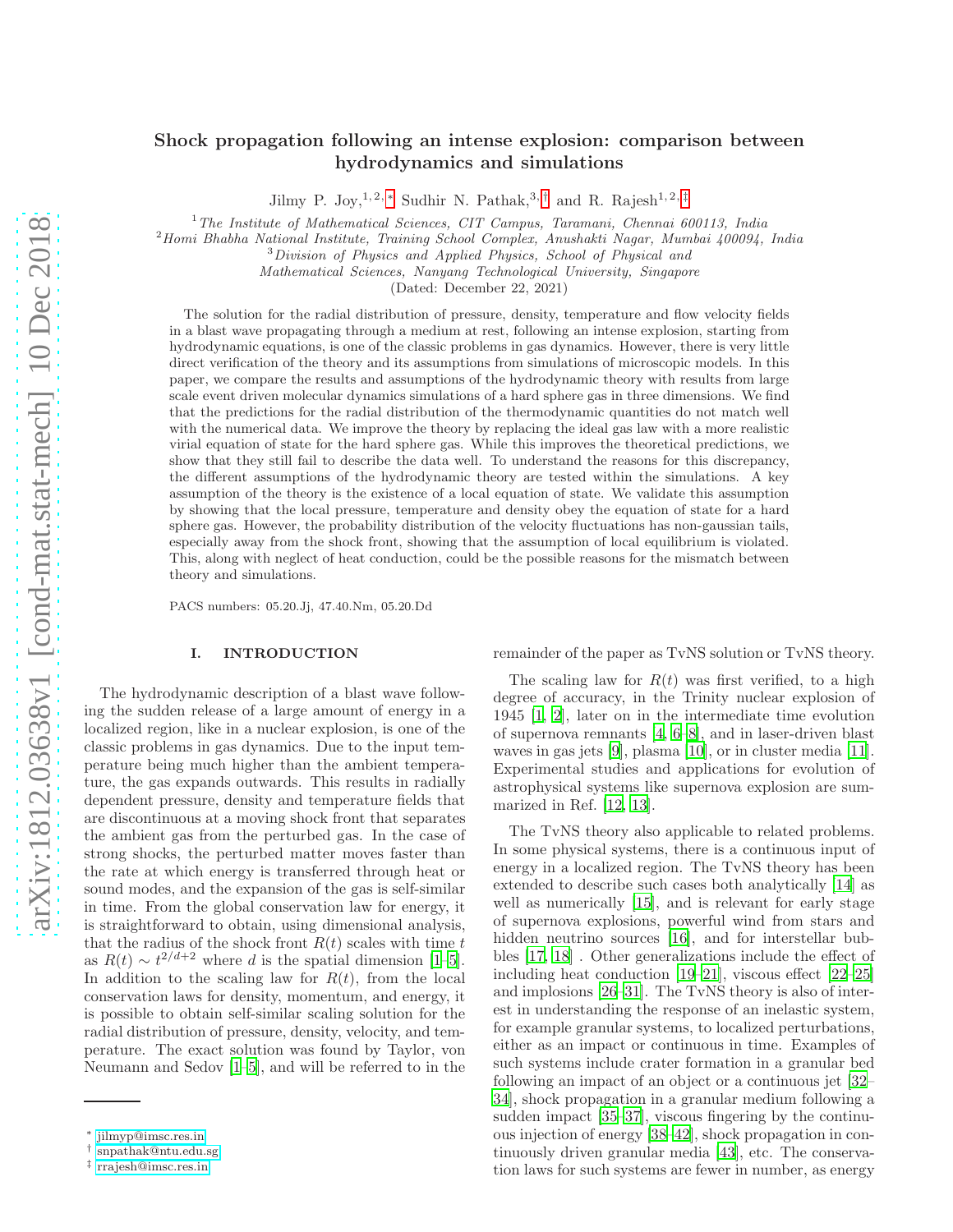# Shock propagation following an intense explosion: comparison between hydrodynamics and simulations

Jilmy P. Joy,[1,2,*] Sudhir N. Pathak,[3,†] and R. Rajesh[1,2,‡]

[1] *The Institute of Mathematical Sciences, CIT Campus, Taramani, Chennai 600113, India*
[2] *Homi Bhabha National Institute, Training School Complex, Anushakti Nagar, Mumbai 400094, India*
[3] *Division of Physics and Applied Physics, School of Physical and Mathematical Sciences, Nanyang Technological University, Singapore*

(Dated: December 22, 2021)

The solution for the radial distribution of pressure, density, temperature and flow velocity fields in a blast wave propagating through a medium at rest, following an intense explosion, starting from hydrodynamic equations, is one of the classic problems in gas dynamics. However, there is very little direct verification of the theory and its assumptions from simulations of microscopic models. In this paper, we compare the results and assumptions of the hydrodynamic theory with results from large scale event driven molecular dynamics simulations of a hard sphere gas in three dimensions. We find that the predictions for the radial distribution of the thermodynamic quantities do not match well with the numerical data. We improve the theory by replacing the ideal gas law with a more realistic virial equation of state for the hard sphere gas. While this improves the theoretical predictions, we show that they still fail to describe the data well. To understand the reasons for this discrepancy, the different assumptions of the hydrodynamic theory are tested within the simulations. A key assumption of the theory is the existence of a local equation of state. We validate this assumption by showing that the local pressure, temperature and density obey the equation of state for a hard sphere gas. However, the probability distribution of the velocity fluctuations has non-gaussian tails, especially away from the shock front, showing that the assumption of local equilibrium is violated. This, along with neglect of heat conduction, could be the possible reasons for the mismatch between theory and simulations.

PACS numbers: 05.20.Jj, 47.40.Nm, 05.20.Dd

## I. INTRODUCTION

The hydrodynamic description of a blast wave following the sudden release of a large amount of energy in a localized region, like in a nuclear explosion, is one of the classic problems in gas dynamics. Due to the input temperature being much higher than the ambient temperature, the gas expands outwards. This results in radially dependent pressure, density and temperature fields that are discontinuous at a moving shock front that separates the ambient gas from the perturbed gas. In the case of strong shocks, the perturbed matter moves faster than the rate at which energy is transferred through heat or sound modes, and the expansion of the gas is self-similar in time. From the global conservation law for energy, it is straightforward to obtain, using dimensional analysis, that the radius of the shock front $R(t)$ scales with time $t$ as $R(t) \sim t^{2/d+2}$ where $d$ is the spatial dimension [1–5]. In addition to the scaling law for $R(t)$, from the local conservation laws for density, momentum, and energy, it is possible to obtain self-similar scaling solution for the radial distribution of pressure, density, velocity, and temperature. The exact solution was found by Taylor, von Neumann and Sedov [1–5], and will be referred to in the remainder of the paper as TvNS solution or TvNS theory.

The scaling law for $R(t)$ was first verified, to a high degree of accuracy, in the Trinity nuclear explosion of 1945 [1, 2], later on in the intermediate time evolution of supernova remnants [4, 6–8], and in laser-driven blast waves in gas jets [9], plasma [10], or in cluster media [11]. Experimental studies and applications for evolution of astrophysical systems like supernova explosion are summarized in Ref. [12, 13].

The TvNS theory also applicable to related problems. In some physical systems, there is a continuous input of energy in a localized region. The TvNS theory has been extended to describe such cases both analytically [14] as well as numerically [15], and is relevant for early stage of supernova explosions, powerful wind from stars and hidden neutrino sources [16], and for interstellar bubbles [17, 18] . Other generalizations include the effect of including heat conduction [19–21], viscous effect [22–25] and implosions [26–31]. The TvNS theory is also of interest in understanding the response of an inelastic system, for example granular systems, to localized perturbations, either as an impact or continuous in time. Examples of such systems include crater formation in a granular bed following an impact of an object or a continuous jet [32–34], shock propagation in a granular medium following a sudden impact [35–37], viscous fingering by the continuous injection of energy [38–42], shock propagation in continuously driven granular media [43], etc. The conservation laws for such systems are fewer in number, as energy

* jilmyp@imsc.res.in
† snpathak@ntu.edu.sg
‡ rrajesh@imsc.res.in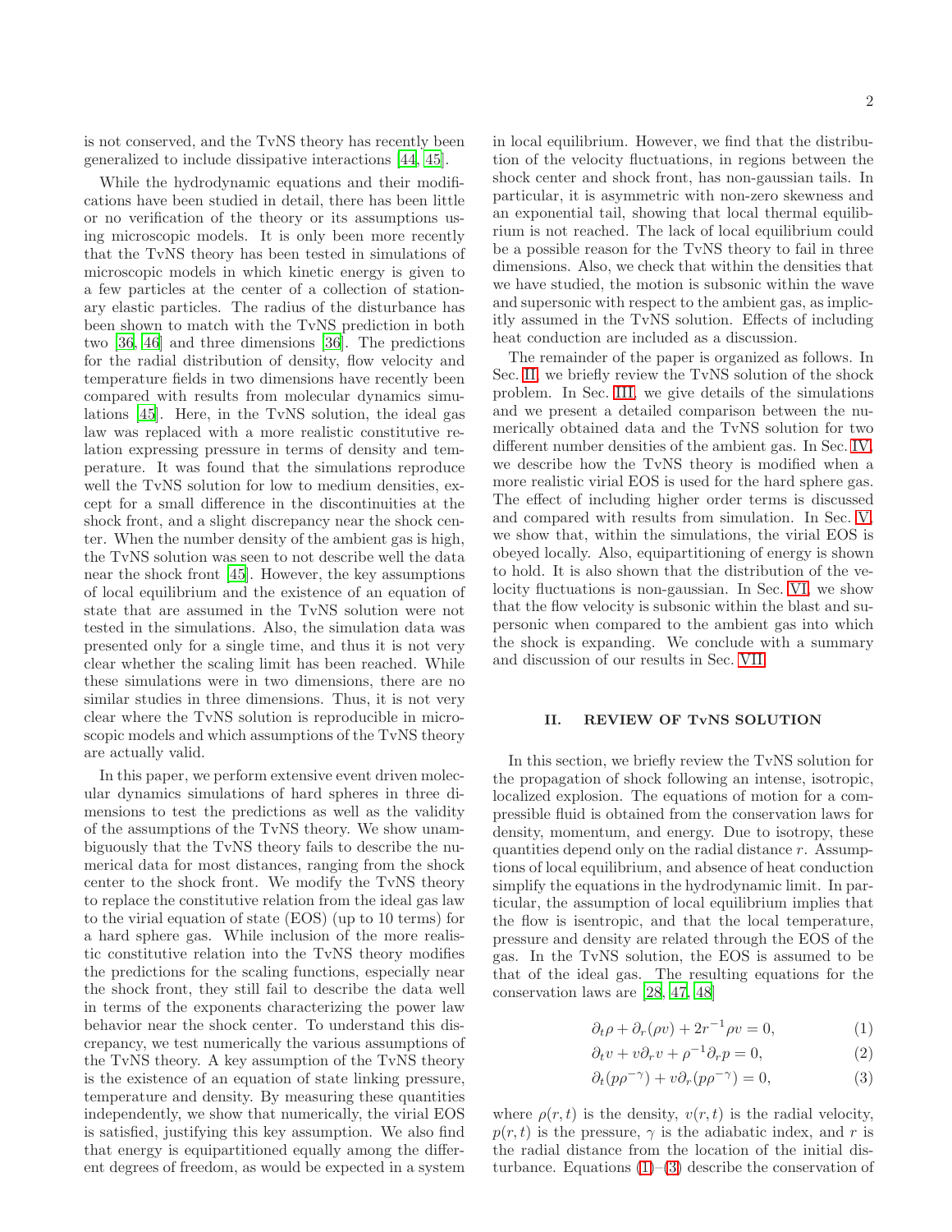is not conserved, and the TvNS theory has recently been generalized to include dissipative interactions [44, 45].

While the hydrodynamic equations and their modifications have been studied in detail, there has been little or no verification of the theory or its assumptions using microscopic models. It is only been more recently that the TvNS theory has been tested in simulations of microscopic models in which kinetic energy is given to a few particles at the center of a collection of stationary elastic particles. The radius of the disturbance has been shown to match with the TvNS prediction in both two [36, 46] and three dimensions [36]. The predictions for the radial distribution of density, flow velocity and temperature fields in two dimensions have recently been compared with results from molecular dynamics simulations [45]. Here, in the TvNS solution, the ideal gas law was replaced with a more realistic constitutive relation expressing pressure in terms of density and temperature. It was found that the simulations reproduce well the TvNS solution for low to medium densities, except for a small difference in the discontinuities at the shock front, and a slight discrepancy near the shock center. When the number density of the ambient gas is high, the TvNS solution was seen to not describe well the data near the shock front [45]. However, the key assumptions of local equilibrium and the existence of an equation of state that are assumed in the TvNS solution were not tested in the simulations. Also, the simulation data was presented only for a single time, and thus it is not very clear whether the scaling limit has been reached. While these simulations were in two dimensions, there are no similar studies in three dimensions. Thus, it is not very clear where the TvNS solution is reproducible in microscopic models and which assumptions of the TvNS theory are actually valid.

In this paper, we perform extensive event driven molecular dynamics simulations of hard spheres in three dimensions to test the predictions as well as the validity of the assumptions of the TvNS theory. We show unambiguously that the TvNS theory fails to describe the numerical data for most distances, ranging from the shock center to the shock front. We modify the TvNS theory to replace the constitutive relation from the ideal gas law to the virial equation of state (EOS) (up to 10 terms) for a hard sphere gas. While inclusion of the more realistic constitutive relation into the TvNS theory modifies the predictions for the scaling functions, especially near the shock front, they still fail to describe the data well in terms of the exponents characterizing the power law behavior near the shock center. To understand this discrepancy, we test numerically the various assumptions of the TvNS theory. A key assumption of the TvNS theory is the existence of an equation of state linking pressure, temperature and density. By measuring these quantities independently, we show that numerically, the virial EOS is satisfied, justifying this key assumption. We also find that energy is equipartitioned equally among the different degrees of freedom, as would be expected in a system in local equilibrium. However, we find that the distribution of the velocity fluctuations, in regions between the shock center and shock front, has non-gaussian tails. In particular, it is asymmetric with non-zero skewness and an exponential tail, showing that local thermal equilibrium is not reached. The lack of local equilibrium could be a possible reason for the TvNS theory to fail in three dimensions. Also, we check that within the densities that we have studied, the motion is subsonic within the wave and supersonic with respect to the ambient gas, as implicitly assumed in the TvNS solution. Effects of including heat conduction are included as a discussion.

The remainder of the paper is organized as follows. In Sec. II, we briefly review the TvNS solution of the shock problem. In Sec. III, we give details of the simulations and we present a detailed comparison between the numerically obtained data and the TvNS solution for two different number densities of the ambient gas. In Sec. IV, we describe how the TvNS theory is modified when a more realistic virial EOS is used for the hard sphere gas. The effect of including higher order terms is discussed and compared with results from simulation. In Sec. V, we show that, within the simulations, the virial EOS is obeyed locally. Also, equipartitioning of energy is shown to hold. It is also shown that the distribution of the velocity fluctuations is non-gaussian. In Sec. VI, we show that the flow velocity is subsonic within the blast and supersonic when compared to the ambient gas into which the shock is expanding. We conclude with a summary and discussion of our results in Sec. VII.

## II. REVIEW OF TvNS SOLUTION

In this section, we briefly review the TvNS solution for the propagation of shock following an intense, isotropic, localized explosion. The equations of motion for a compressible fluid is obtained from the conservation laws for density, momentum, and energy. Due to isotropy, these quantities depend only on the radial distance $r$. Assumptions of local equilibrium, and absence of heat conduction simplify the equations in the hydrodynamic limit. In particular, the assumption of local equilibrium implies that the flow is isentropic, and that the local temperature, pressure and density are related through the EOS of the gas. In the TvNS solution, the EOS is assumed to be that of the ideal gas. The resulting equations for the conservation laws are [28, 47, 48]

$$\partial_t \rho + \partial_r(\rho v) + 2r^{-1}\rho v = 0, \tag{1}$$

$$\partial_t v + v\partial_r v + \rho^{-1}\partial_r p = 0, \tag{2}$$

$$\partial_t (p\rho^{-\gamma}) + v\partial_r (p\rho^{-\gamma}) = 0, \tag{3}$$

where $\rho(r,t)$ is the density, $v(r,t)$ is the radial velocity, $p(r,t)$ is the pressure, $\gamma$ is the adiabatic index, and $r$ is the radial distance from the location of the initial disturbance. Equations (1)–(3) describe the conservation of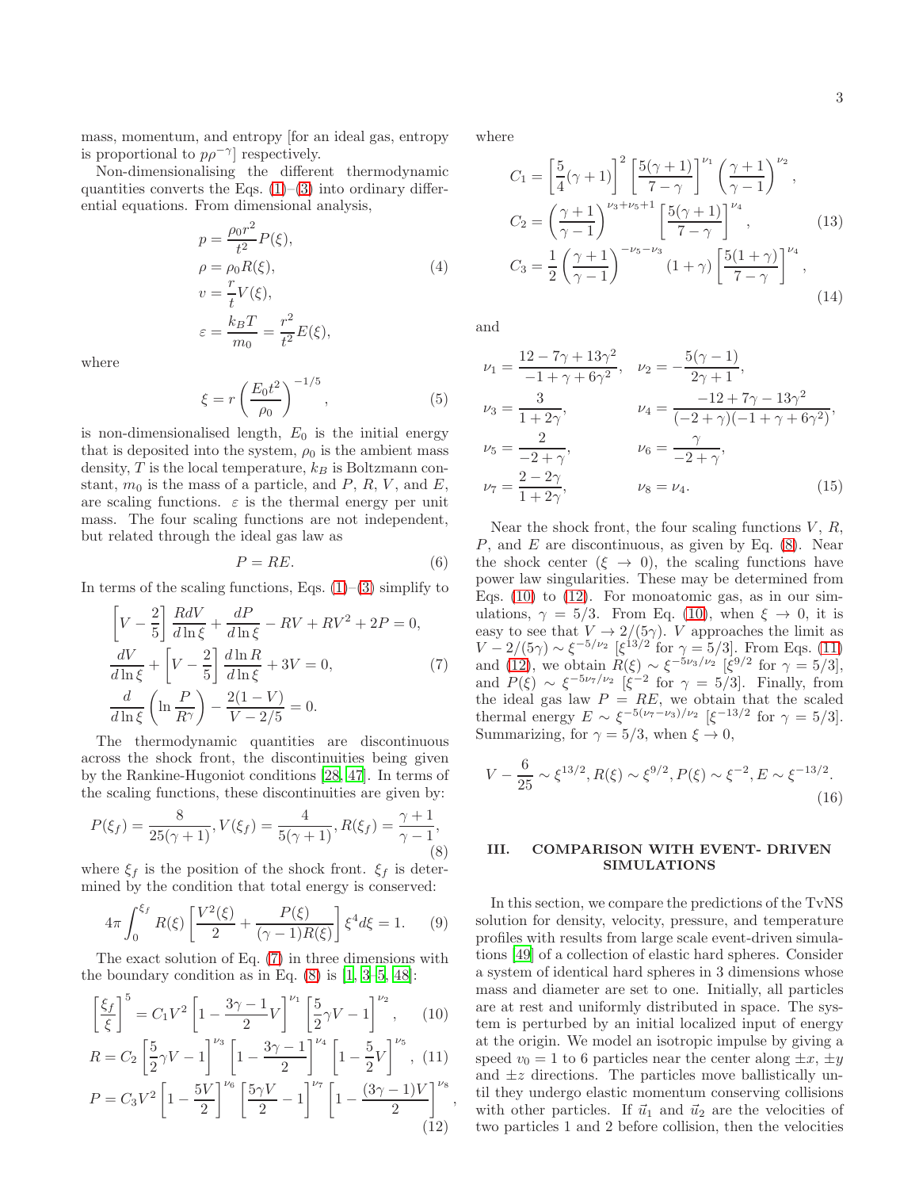mass, momentum, and entropy [for an ideal gas, entropy is proportional to $p\rho^{-\gamma}$] respectively.

Non-dimensionalising the different thermodynamic quantities converts the Eqs. (1)–(3) into ordinary differential equations. From dimensional analysis,

$$
\begin{aligned}
p &= \frac{\rho_0 r^2}{t^2} P(\xi), \\
\rho &= \rho_0 R(\xi), \\
v &= \frac{r}{t} V(\xi), \\
\varepsilon &= \frac{k_B T}{m_0} = \frac{r^2}{t^2} E(\xi),
\end{aligned} \tag{4}
$$

where

$$
\xi = r \left( \frac{E_0 t^2}{\rho_0} \right)^{-1/5}, \tag{5}
$$

is non-dimensionalised length, $E_0$ is the initial energy that is deposited into the system, $\rho_0$ is the ambient mass density, $T$ is the local temperature, $k_B$ is Boltzmann constant, $m_0$ is the mass of a particle, and $P$, $R$, $V$, and $E$, are scaling functions. $\varepsilon$ is the thermal energy per unit mass. The four scaling functions are not independent, but related through the ideal gas law as

$$
P = RE. \tag{6}
$$

In terms of the scaling functions, Eqs. (1)–(3) simplify to

$$
\begin{aligned}
&\left[ V - \frac{2}{5} \right] \frac{R dV}{d \ln \xi} + \frac{dP}{d \ln \xi} - RV + RV^2 + 2P = 0, \\
&\frac{dV}{d \ln \xi} + \left[ V - \frac{2}{5} \right] \frac{d \ln R}{d \ln \xi} + 3V = 0, \\
&\frac{d}{d \ln \xi} \left( \ln \frac{P}{R^\gamma} \right) - \frac{2(1-V)}{V - 2/5} = 0.
\end{aligned} \tag{7}
$$

The thermodynamic quantities are discontinuous across the shock front, the discontinuities being given by the Rankine-Hugoniot conditions [28, 47]. In terms of the scaling functions, these discontinuities are given by:

$$
P(\xi_f) = \frac{8}{25(\gamma+1)}, V(\xi_f) = \frac{4}{5(\gamma+1)}, R(\xi_f) = \frac{\gamma+1}{\gamma-1}, \tag{8}
$$

where $\xi_f$ is the position of the shock front. $\xi_f$ is determined by the condition that total energy is conserved:

$$
4\pi \int_0^{\xi_f} R(\xi) \left[ \frac{V^2(\xi)}{2} + \frac{P(\xi)}{(\gamma-1)R(\xi)} \right] \xi^4 d\xi = 1. \tag{9}
$$

The exact solution of Eq. (7) in three dimensions with the boundary condition as in Eq. (8) is [1, 3–5, 48]:

$$
\left[ \frac{\xi_f}{\xi} \right]^5 = C_1 V^2 \left[ 1 - \frac{3\gamma - 1}{2} V \right]^{\nu_1} \left[ \frac{5}{2} \gamma V - 1 \right]^{\nu_2}, \tag{10}
$$

$$
R = C_2 \left[ \frac{5}{2} \gamma V - 1 \right]^{\nu_3} \left[ 1 - \frac{3\gamma - 1}{2} \right]^{\nu_4} \left[ 1 - \frac{5}{2} V \right]^{\nu_5}, \tag{11}
$$

$$
P = C_3 V^2 \left[ 1 - \frac{5V}{2} \right]^{\nu_6} \left[ \frac{5\gamma V}{2} - 1 \right]^{\nu_7} \left[ 1 - \frac{(3\gamma - 1)V}{2} \right]^{\nu_8}, \tag{12}
$$

where

$$
\begin{aligned}
C_1 &= \left[ \frac{5}{4}(\gamma+1) \right]^2 \left[ \frac{5(\gamma+1)}{7-\gamma} \right]^{\nu_1} \left( \frac{\gamma+1}{\gamma-1} \right)^{\nu_2}, \\
C_2 &= \left( \frac{\gamma+1}{\gamma-1} \right)^{\nu_3 + \nu_5 + 1} \left[ \frac{5(\gamma+1)}{7-\gamma} \right]^{\nu_4},
\end{aligned} \tag{13}
$$

$$
C_3 = \frac{1}{2} \left( \frac{\gamma+1}{\gamma-1} \right)^{-\nu_5 - \nu_3} (1+\gamma) \left[ \frac{5(1+\gamma)}{7-\gamma} \right]^{\nu_4}, \tag{14}
$$

and

$$
\begin{aligned}
\nu_1 &= \frac{12 - 7\gamma + 13\gamma^2}{-1 + \gamma + 6\gamma^2}, & \nu_2 &= -\frac{5(\gamma-1)}{2\gamma+1}, \\
\nu_3 &= \frac{3}{1+2\gamma}, & \nu_4 &= \frac{-12 + 7\gamma - 13\gamma^2}{(-2+\gamma)(-1+\gamma+6\gamma^2)}, \\
\nu_5 &= \frac{2}{-2+\gamma}, & \nu_6 &= \frac{\gamma}{-2+\gamma}, \\
\nu_7 &= \frac{2-2\gamma}{1+2\gamma}, & \nu_8 &= \nu_4.
\end{aligned} \tag{15}
$$

Near the shock front, the four scaling functions $V$, $R$, $P$, and $E$ are discontinuous, as given by Eq. (8). Near the shock center ($\xi \to 0$), the scaling functions have power law singularities. These may be determined from Eqs. (10) to (12). For monoatomic gas, as in our simulations, $\gamma = 5/3$. From Eq. (10), when $\xi \to 0$, it is easy to see that $V \to 2/(5\gamma)$. $V$ approaches the limit as $V - 2/(5\gamma) \sim \xi^{-5/\nu_2}$ [$\xi^{13/2}$ for $\gamma = 5/3$]. From Eqs. (11) and (12), we obtain $R(\xi) \sim \xi^{-5\nu_3/\nu_2}$ [$\xi^{9/2}$ for $\gamma = 5/3$], and $P(\xi) \sim \xi^{-5\nu_7/\nu_2}$ [$\xi^{-2}$ for $\gamma = 5/3$]. Finally, from the ideal gas law $P = RE$, we obtain that the scaled thermal energy $E \sim \xi^{-5(\nu_7 - \nu_3)/\nu_2}$ [$\xi^{-13/2}$ for $\gamma = 5/3$]. Summarizing, for $\gamma = 5/3$, when $\xi \to 0$,

$$
V - \frac{6}{25} \sim \xi^{13/2}, R(\xi) \sim \xi^{9/2}, P(\xi) \sim \xi^{-2}, E \sim \xi^{-13/2}. \tag{16}
$$

## III. COMPARISON WITH EVENT- DRIVEN SIMULATIONS

In this section, we compare the predictions of the TvNS solution for density, velocity, pressure, and temperature profiles with results from large scale event-driven simulations [49] of a collection of elastic hard spheres. Consider a system of identical hard spheres in 3 dimensions whose mass and diameter are set to one. Initially, all particles are at rest and uniformly distributed in space. The system is perturbed by an initial localized input of energy at the origin. We model an isotropic impulse by giving a speed $v_0 = 1$ to 6 particles near the center along $\pm x$, $\pm y$ and $\pm z$ directions. The particles move ballistically until they undergo elastic momentum conserving collisions with other particles. If $\vec{u}_1$ and $\vec{u}_2$ are the velocities of two particles 1 and 2 before collision, then the velocities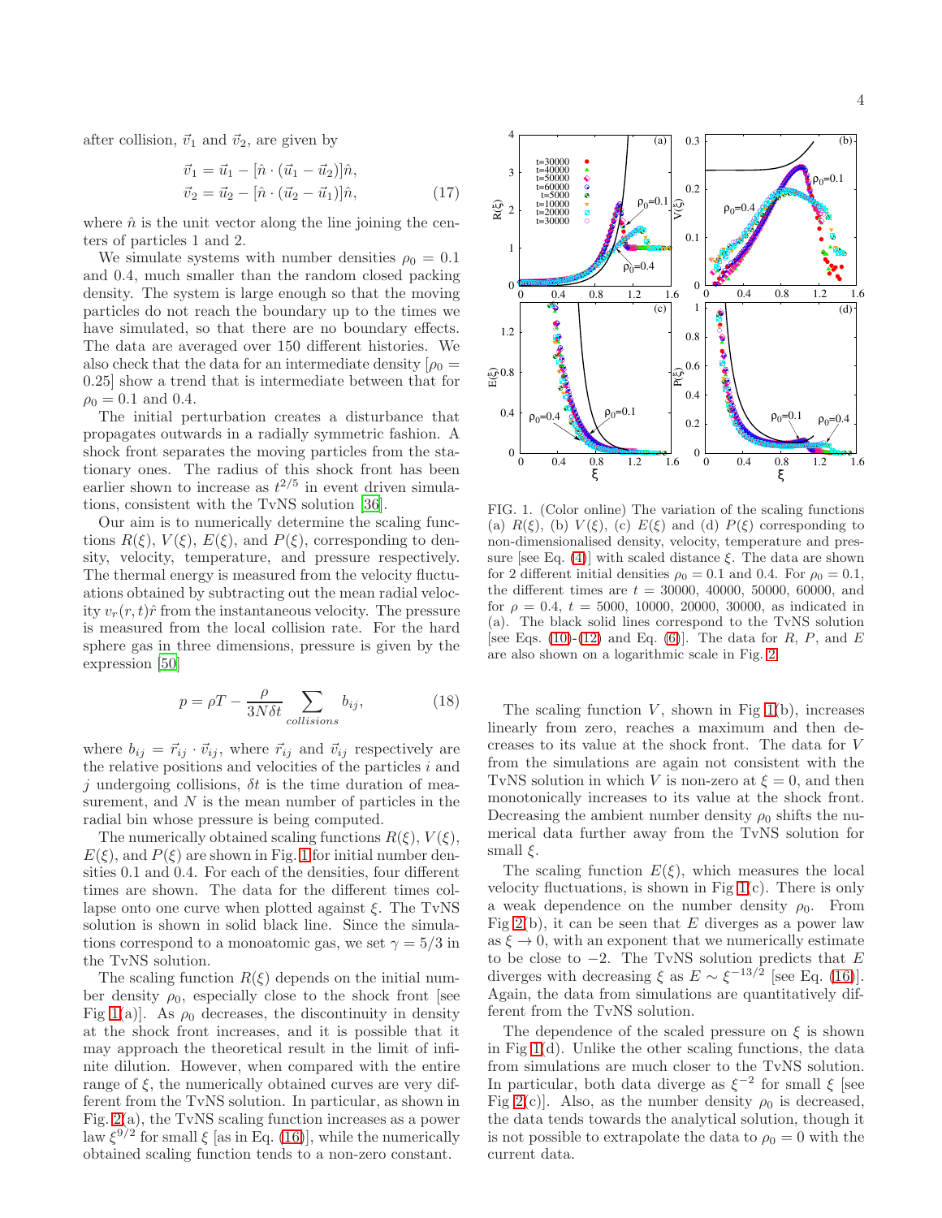after collision, $\vec{v}_1$ and $\vec{v}_2$, are given by

$$\vec{v}_1 = \vec{u}_1 - [\hat{n} \cdot (\vec{u}_1 - \vec{u}_2)]\hat{n},$$
$$\vec{v}_2 = \vec{u}_2 - [\hat{n} \cdot (\vec{u}_2 - \vec{u}_1)]\hat{n}, \tag{17}$$

where $\hat{n}$ is the unit vector along the line joining the centers of particles 1 and 2.

We simulate systems with number densities $\rho_0 = 0.1$ and 0.4, much smaller than the random closed packing density. The system is large enough so that the moving particles do not reach the boundary up to the times we have simulated, so that there are no boundary effects. The data are averaged over 150 different histories. We also check that the data for an intermediate density [$\rho_0 = 0.25$] show a trend that is intermediate between that for $\rho_0 = 0.1$ and 0.4.

The initial perturbation creates a disturbance that propagates outwards in a radially symmetric fashion. A shock front separates the moving particles from the stationary ones. The radius of this shock front has been earlier shown to increase as $t^{2/5}$ in event driven simulations, consistent with the TvNS solution [36].

Our aim is to numerically determine the scaling functions $R(\xi)$, $V(\xi)$, $E(\xi)$, and $P(\xi)$, corresponding to density, velocity, temperature, and pressure respectively. The thermal energy is measured from the velocity fluctuations obtained by subtracting out the mean radial velocity $v_r(r,t)\hat{r}$ from the instantaneous velocity. The pressure is measured from the local collision rate. For the hard sphere gas in three dimensions, pressure is given by the expression [50]

$$p = \rho T - \frac{\rho}{3N\delta t} \sum_{collisions} b_{ij}, \tag{18}$$

where $b_{ij} = \vec{r}_{ij} \cdot \vec{v}_{ij}$, where $\vec{r}_{ij}$ and $\vec{v}_{ij}$ respectively are the relative positions and velocities of the particles $i$ and $j$ undergoing collisions, $\delta t$ is the time duration of measurement, and $N$ is the mean number of particles in the radial bin whose pressure is being computed.

The numerically obtained scaling functions $R(\xi)$, $V(\xi)$, $E(\xi)$, and $P(\xi)$ are shown in Fig. 1 for initial number densities 0.1 and 0.4. For each of the densities, four different times are shown. The data for the different times collapse onto one curve when plotted against $\xi$. The TvNS solution is shown in solid black line. Since the simulations correspond to a monoatomic gas, we set $\gamma = 5/3$ in the TvNS solution.

The scaling function $R(\xi)$ depends on the initial number density $\rho_0$, especially close to the shock front [see Fig 1(a)]. As $\rho_0$ decreases, the discontinuity in density at the shock front increases, and it is possible that it may approach the theoretical result in the limit of infinite dilution. However, when compared with the entire range of $\xi$, the numerically obtained curves are very different from the TvNS solution. In particular, as shown in Fig. 2(a), the TvNS scaling function increases as a power law $\xi^{9/2}$ for small $\xi$ [as in Eq. (16)], while the numerically obtained scaling function tends to a non-zero constant.

FIG. 1. (Color online) The variation of the scaling functions (a) $R(\xi)$, (b) $V(\xi)$, (c) $E(\xi)$ and (d) $P(\xi)$ corresponding to non-dimensionalised density, velocity, temperature and pressure [see Eq. (4)] with scaled distance $\xi$. The data are shown for 2 different initial densities $\rho_0 = 0.1$ and 0.4. For $\rho_0 = 0.1$, the different times are $t = 30000$, 40000, 50000, 60000, and for $\rho = 0.4$, $t = 5000$, 10000, 20000, 30000, as indicated in (a). The black solid lines correspond to the TvNS solution [see Eqs. (10)-(12) and Eq. (6)]. The data for $R$, $P$, and $E$ are also shown on a logarithmic scale in Fig. 2.

The scaling function $V$, shown in Fig 1(b), increases linearly from zero, reaches a maximum and then decreases to its value at the shock front. The data for $V$ from the simulations are again not consistent with the TvNS solution in which $V$ is non-zero at $\xi = 0$, and then monotonically increases to its value at the shock front. Decreasing the ambient number density $\rho_0$ shifts the numerical data further away from the TvNS solution for small $\xi$.

The scaling function $E(\xi)$, which measures the local velocity fluctuations, is shown in Fig 1(c). There is only a weak dependence on the number density $\rho_0$. From Fig 2(b), it can be seen that $E$ diverges as a power law as $\xi \to 0$, with an exponent that we numerically estimate to be close to $-2$. The TvNS solution predicts that $E$ diverges with decreasing $\xi$ as $E \sim \xi^{-13/2}$ [see Eq. (16)]. Again, the data from simulations are quantitatively different from the TvNS solution.

The dependence of the scaled pressure on $\xi$ is shown in Fig 1(d). Unlike the other scaling functions, the data from simulations are much closer to the TvNS solution. In particular, both data diverge as $\xi^{-2}$ for small $\xi$ [see Fig 2(c)]. Also, as the number density $\rho_0$ is decreased, the data tends towards the analytical solution, though it is not possible to extrapolate the data to $\rho_0 = 0$ with the current data.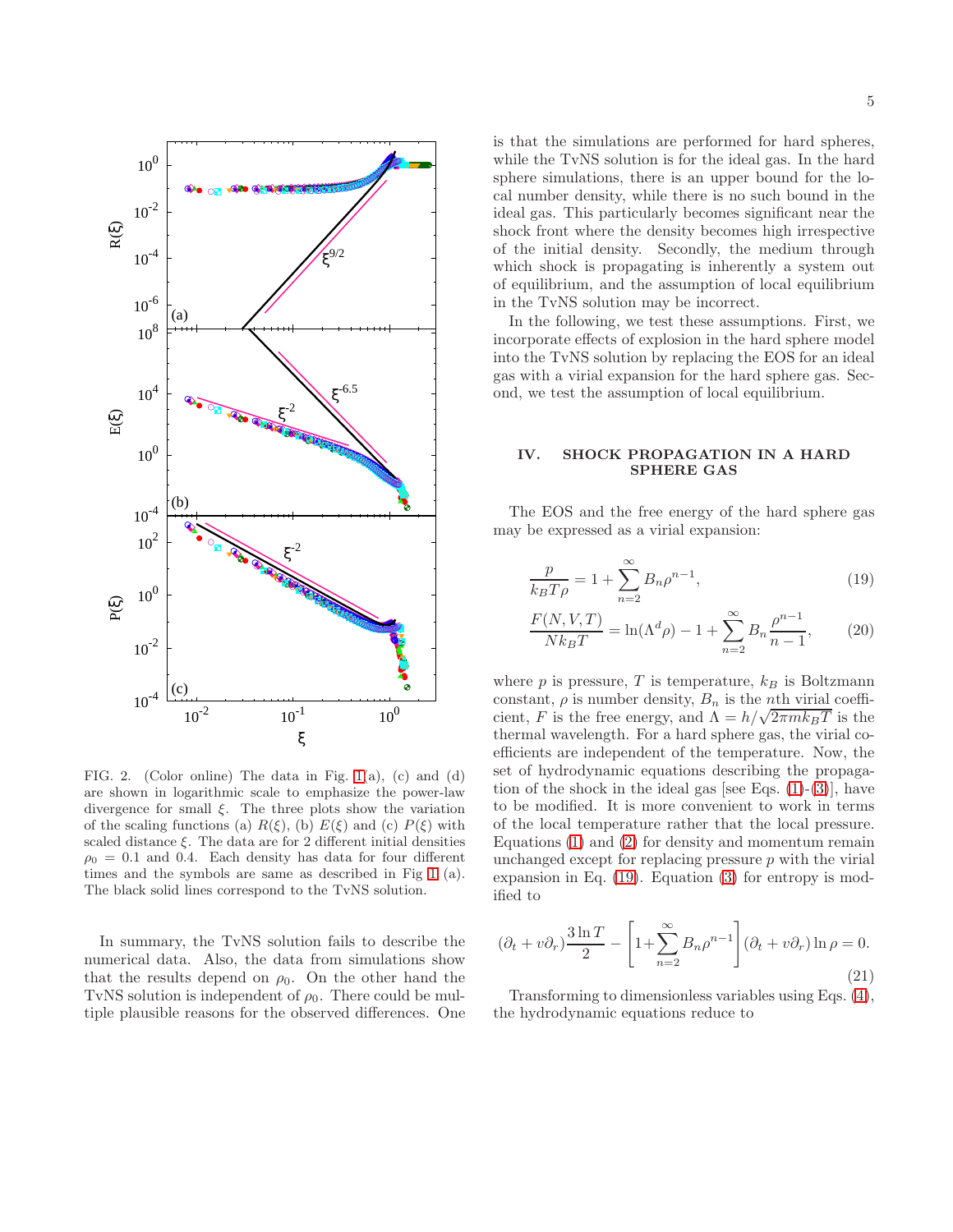FIG. 2. (Color online) The data in Fig. 1(a), (c) and (d) are shown in logarithmic scale to emphasize the power-law divergence for small $\xi$. The three plots show the variation of the scaling functions (a) $R(\xi)$, (b) $E(\xi)$ and (c) $P(\xi)$ with scaled distance $\xi$. The data are for 2 different initial densities $\rho_0 = 0.1$ and 0.4. Each density has data for four different times and the symbols are same as described in Fig 1 (a). The black solid lines correspond to the TvNS solution.

In summary, the TvNS solution fails to describe the numerical data. Also, the data from simulations show that the results depend on $\rho_0$. On the other hand the TvNS solution is independent of $\rho_0$. There could be multiple plausible reasons for the observed differences. One is that the simulations are performed for hard spheres, while the TvNS solution is for the ideal gas. In the hard sphere simulations, there is an upper bound for the local number density, while there is no such bound in the ideal gas. This particularly becomes significant near the shock front where the density becomes high irrespective of the initial density. Secondly, the medium through which shock is propagating is inherently a system out of equilibrium, and the assumption of local equilibrium in the TvNS solution may be incorrect.

In the following, we test these assumptions. First, we incorporate effects of explosion in the hard sphere model into the TvNS solution by replacing the EOS for an ideal gas with a virial expansion for the hard sphere gas. Second, we test the assumption of local equilibrium.

## IV. SHOCK PROPAGATION IN A HARD SPHERE GAS

The EOS and the free energy of the hard sphere gas may be expressed as a virial expansion:

$$\frac{p}{k_B T \rho} = 1 + \sum_{n=2}^{\infty} B_n \rho^{n-1}, \tag{19}$$

$$\frac{F(N,V,T)}{N k_B T} = \ln(\Lambda^d \rho) - 1 + \sum_{n=2}^{\infty} B_n \frac{\rho^{n-1}}{n-1}, \tag{20}$$

where $p$ is pressure, $T$ is temperature, $k_B$ is Boltzmann constant, $\rho$ is number density, $B_n$ is the $n$th virial coefficient, $F$ is the free energy, and $\Lambda = h/\sqrt{2\pi m k_B T}$ is the thermal wavelength. For a hard sphere gas, the virial coefficients are independent of the temperature. Now, the set of hydrodynamic equations describing the propagation of the shock in the ideal gas [see Eqs. (1)-(3)], have to be modified. It is more convenient to work in terms of the local temperature rather that the local pressure. Equations (1) and (2) for density and momentum remain unchanged except for replacing pressure $p$ with the virial expansion in Eq. (19). Equation (3) for entropy is modified to

$$(\partial_t + v\partial_r)\frac{3\ln T}{2} - \left[1 + \sum_{n=2}^{\infty} B_n \rho^{n-1}\right](\partial_t + v\partial_r)\ln \rho = 0. \tag{21}$$

Transforming to dimensionless variables using Eqs. (4), the hydrodynamic equations reduce to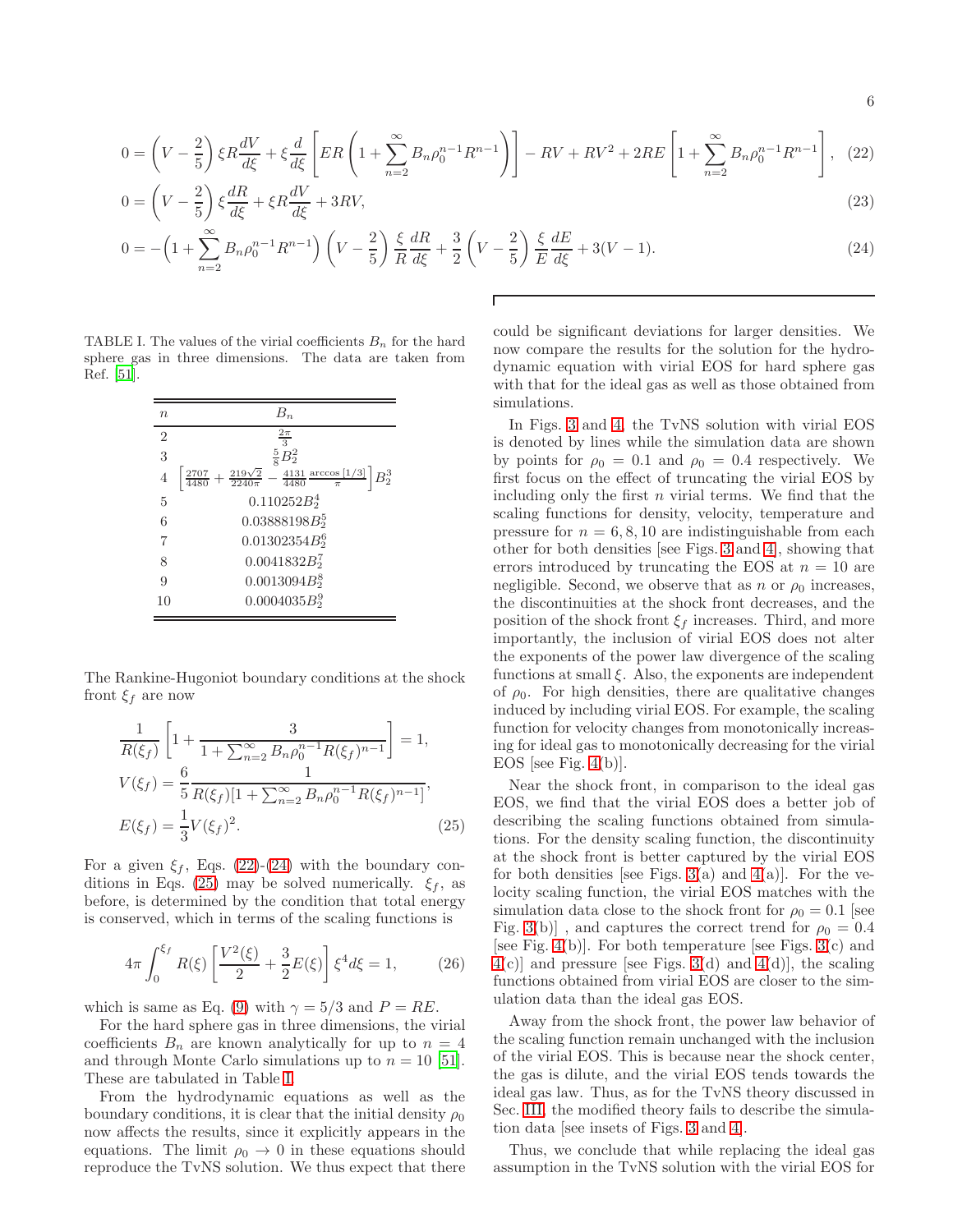$$0 = \left(V - \frac{2}{5}\right)\xi R \frac{dV}{d\xi} + \xi \frac{d}{d\xi}\left[ER\left(1 + \sum_{n=2}^{\infty} B_n \rho_0^{n-1} R^{n-1}\right)\right] - RV + RV^2 + 2RE\left[1 + \sum_{n=2}^{\infty} B_n \rho_0^{n-1} R^{n-1}\right], \quad (22)$$

$$0 = \left(V - \frac{2}{5}\right)\xi \frac{dR}{d\xi} + \xi R \frac{dV}{d\xi} + 3RV, \quad (23)$$

$$0 = -\left(1 + \sum_{n=2}^{\infty} B_n \rho_0^{n-1} R^{n-1}\right)\left(V - \frac{2}{5}\right)\frac{\xi}{R}\frac{dR}{d\xi} + \frac{3}{2}\left(V - \frac{2}{5}\right)\frac{\xi}{E}\frac{dE}{d\xi} + 3(V-1). \quad (24)$$

TABLE I. The values of the virial coefficients $B_n$ for the hard sphere gas in three dimensions. The data are taken from Ref. [51].

| $n$ | $B_n$ |
|---|---|
| 2 | $\frac{2\pi}{3}$ |
| 3 | $\frac{5}{8}B_2^2$ |
| 4 | $\left[\frac{2707}{4480} + \frac{219\sqrt{2}}{2240\pi} - \frac{4131}{4480}\frac{\arccos[1/3]}{\pi}\right]B_2^3$ |
| 5 | $0.110252B_2^4$ |
| 6 | $0.03888198B_2^5$ |
| 7 | $0.01302354B_2^6$ |
| 8 | $0.0041832B_2^7$ |
| 9 | $0.0013094B_2^8$ |
| 10 | $0.0004035B_2^9$ |

The Rankine-Hugoniot boundary conditions at the shock front $\xi_f$ are now

$$\begin{aligned}
&\frac{1}{R(\xi_f)}\left[1 + \frac{3}{1 + \sum_{n=2}^{\infty} B_n \rho_0^{n-1} R(\xi_f)^{n-1}}\right] = 1, \\
&V(\xi_f) = \frac{6}{5}\frac{1}{R(\xi_f)[1 + \sum_{n=2}^{\infty} B_n \rho_0^{n-1} R(\xi_f)^{n-1}]}, \\
&E(\xi_f) = \frac{1}{3}V(\xi_f)^2.
\end{aligned} \quad (25)$$

For a given $\xi_f$, Eqs. (22)-(24) with the boundary conditions in Eqs. (25) may be solved numerically. $\xi_f$, as before, is determined by the condition that total energy is conserved, which in terms of the scaling functions is

$$4\pi \int_0^{\xi_f} R(\xi)\left[\frac{V^2(\xi)}{2} + \frac{3}{2}E(\xi)\right]\xi^4 d\xi = 1, \quad (26)$$

which is same as Eq. (9) with $\gamma = 5/3$ and $P = RE$.

For the hard sphere gas in three dimensions, the virial coefficients $B_n$ are known analytically for up to $n = 4$ and through Monte Carlo simulations up to $n = 10$ [51]. These are tabulated in Table I.

From the hydrodynamic equations as well as the boundary conditions, it is clear that the initial density $\rho_0$ now affects the results, since it explicitly appears in the equations. The limit $\rho_0 \to 0$ in these equations should reproduce the TvNS solution. We thus expect that there could be significant deviations for larger densities. We now compare the results for the solution for the hydrodynamic equation with virial EOS for hard sphere gas with that for the ideal gas as well as those obtained from simulations.

In Figs. 3 and 4, the TvNS solution with virial EOS is denoted by lines while the simulation data are shown by points for $\rho_0 = 0.1$ and $\rho_0 = 0.4$ respectively. We first focus on the effect of truncating the virial EOS by including only the first $n$ virial terms. We find that the scaling functions for density, velocity, temperature and pressure for $n = 6, 8, 10$ are indistinguishable from each other for both densities [see Figs. 3 and 4], showing that errors introduced by truncating the EOS at $n = 10$ are negligible. Second, we observe that as $n$ or $\rho_0$ increases, the discontinuities at the shock front decreases, and the position of the shock front $\xi_f$ increases. Third, and more importantly, the inclusion of virial EOS does not alter the exponents of the power law divergence of the scaling functions at small $\xi$. Also, the exponents are independent of $\rho_0$. For high densities, there are qualitative changes induced by including virial EOS. For example, the scaling function for velocity changes from monotonically increasing for ideal gas to monotonically decreasing for the virial EOS [see Fig. 4(b)].

Near the shock front, in comparison to the ideal gas EOS, we find that the virial EOS does a better job of describing the scaling functions obtained from simulations. For the density scaling function, the discontinuity at the shock front is better captured by the virial EOS for both densities [see Figs. 3(a) and 4(a)]. For the velocity scaling function, the virial EOS matches with the simulation data close to the shock front for $\rho_0 = 0.1$ [see Fig. 3(b)] , and captures the correct trend for $\rho_0 = 0.4$ [see Fig. 4(b)]. For both temperature [see Figs. 3(c) and 4(c)] and pressure [see Figs. 3(d) and 4(d)], the scaling functions obtained from virial EOS are closer to the simulation data than the ideal gas EOS.

Away from the shock front, the power law behavior of the scaling function remain unchanged with the inclusion of the virial EOS. This is because near the shock center, the gas is dilute, and the virial EOS tends towards the ideal gas law. Thus, as for the TvNS theory discussed in Sec. III, the modified theory fails to describe the simulation data [see insets of Figs. 3 and 4].

Thus, we conclude that while replacing the ideal gas assumption in the TvNS solution with the virial EOS for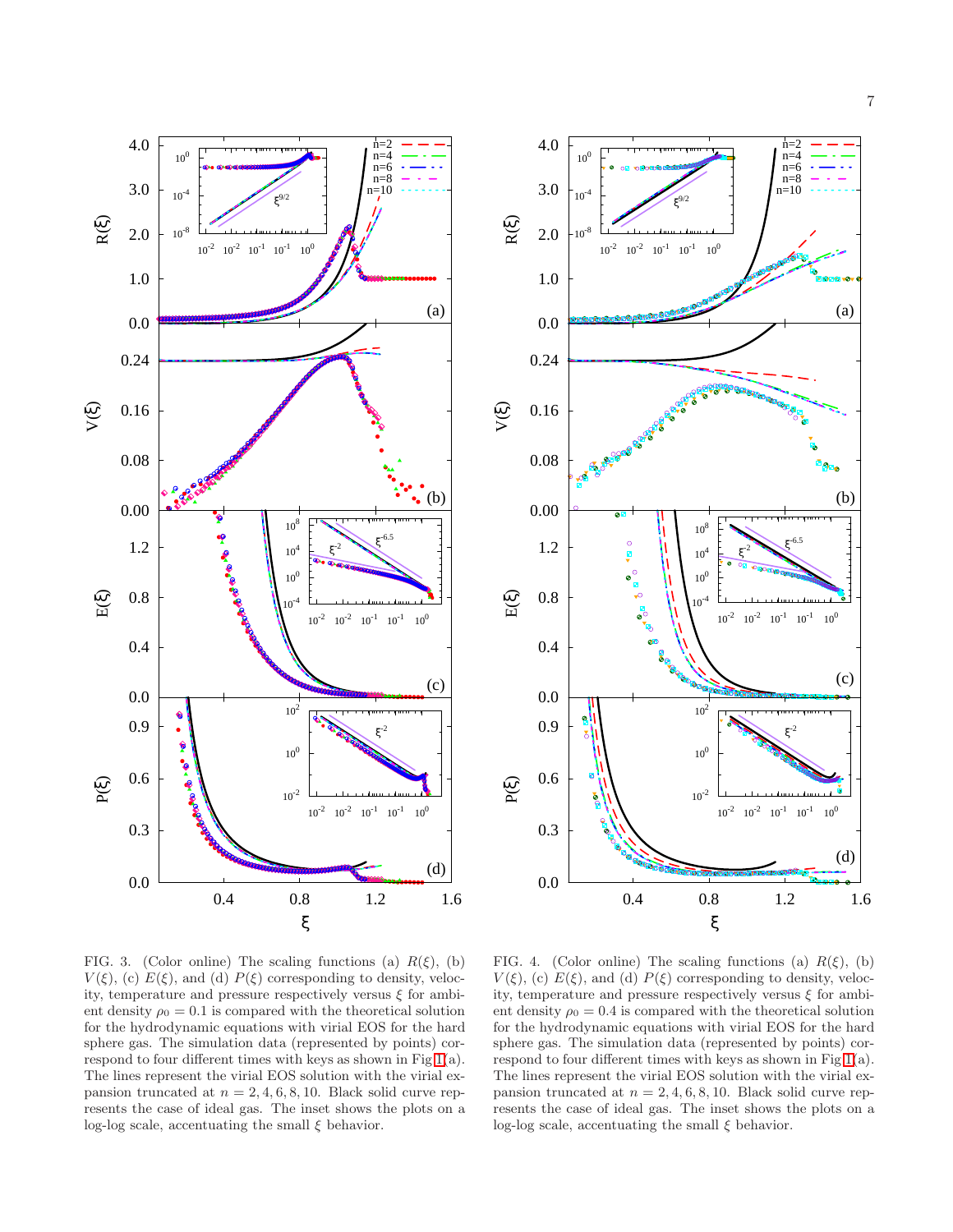FIG. 3. (Color online) The scaling functions (a) $R(\xi)$, (b) $V(\xi)$, (c) $E(\xi)$, and (d) $P(\xi)$ corresponding to density, velocity, temperature and pressure respectively versus $\xi$ for ambient density $\rho_0 = 0.1$ is compared with the theoretical solution for the hydrodynamic equations with virial EOS for the hard sphere gas. The simulation data (represented by points) correspond to four different times with keys as shown in Fig 1(a). The lines represent the virial EOS solution with the virial expansion truncated at $n = 2, 4, 6, 8, 10$. Black solid curve represents the case of ideal gas. The inset shows the plots on a log-log scale, accentuating the small $\xi$ behavior.

FIG. 4. (Color online) The scaling functions (a) $R(\xi)$, (b) $V(\xi)$, (c) $E(\xi)$, and (d) $P(\xi)$ corresponding to density, velocity, temperature and pressure respectively versus $\xi$ for ambient density $\rho_0 = 0.4$ is compared with the theoretical solution for the hydrodynamic equations with virial EOS for the hard sphere gas. The simulation data (represented by points) correspond to four different times with keys as shown in Fig 1(a). The lines represent the virial EOS solution with the virial expansion truncated at $n = 2, 4, 6, 8, 10$. Black solid curve represents the case of ideal gas. The inset shows the plots on a log-log scale, accentuating the small $\xi$ behavior.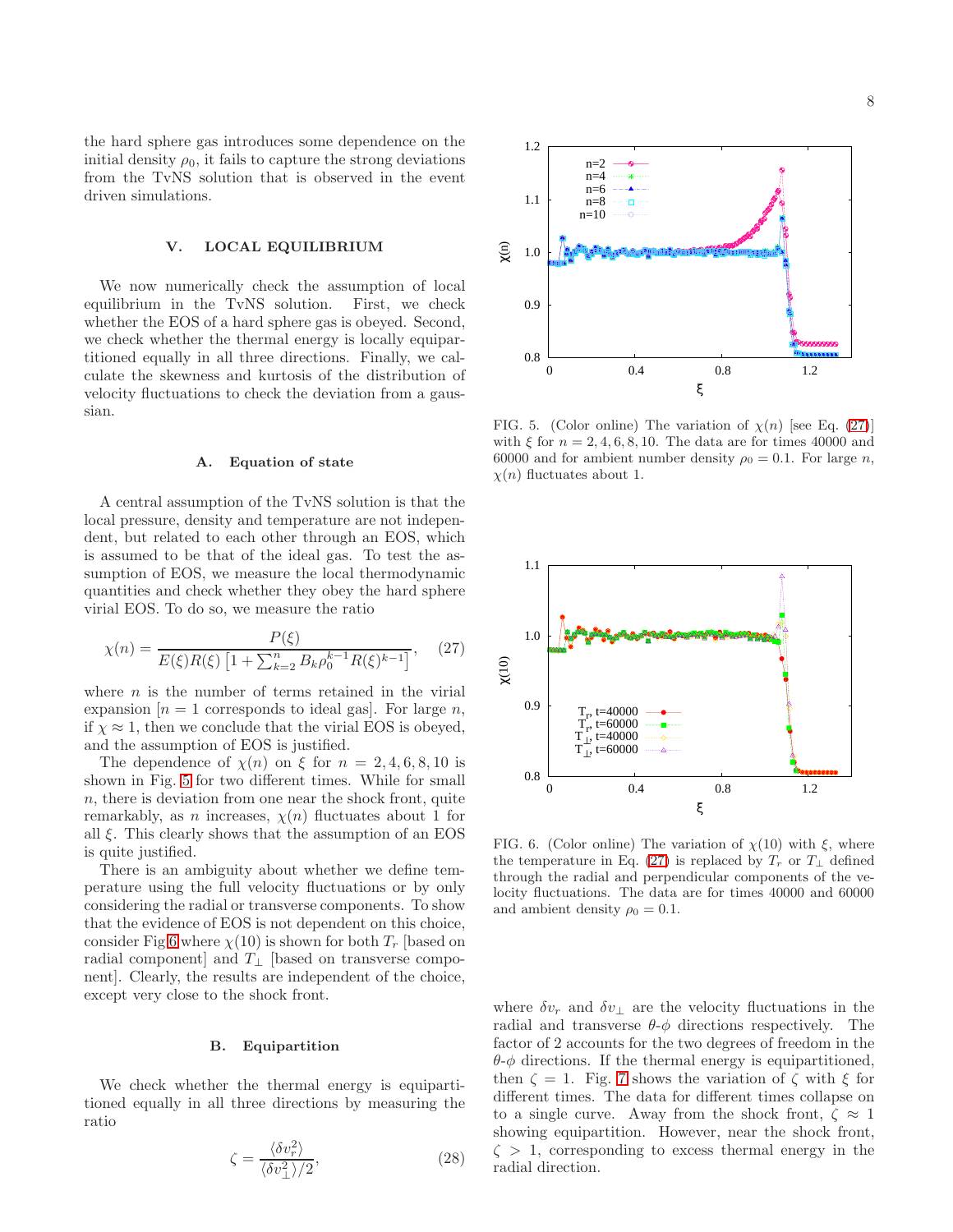the hard sphere gas introduces some dependence on the initial density $\rho_0$, it fails to capture the strong deviations from the TvNS solution that is observed in the event driven simulations.

## V. LOCAL EQUILIBRIUM

We now numerically check the assumption of local equilibrium in the TvNS solution. First, we check whether the EOS of a hard sphere gas is obeyed. Second, we check whether the thermal energy is locally equipartitioned equally in all three directions. Finally, we calculate the skewness and kurtosis of the distribution of velocity fluctuations to check the deviation from a gaussian.

### A. Equation of state

A central assumption of the TvNS solution is that the local pressure, density and temperature are not independent, but related to each other through an EOS, which is assumed to be that of the ideal gas. To test the assumption of EOS, we measure the local thermodynamic quantities and check whether they obey the hard sphere virial EOS. To do so, we measure the ratio

$$\chi(n) = \frac{P(\xi)}{E(\xi)R(\xi)\left[1+\sum_{k=2}^{n} B_k \rho_0^{k-1} R(\xi)^{k-1}\right]}, \quad (27)$$

where $n$ is the number of terms retained in the virial expansion [$n=1$ corresponds to ideal gas]. For large $n$, if $\chi \approx 1$, then we conclude that the virial EOS is obeyed, and the assumption of EOS is justified.

The dependence of $\chi(n)$ on $\xi$ for $n = 2, 4, 6, 8, 10$ is shown in Fig. 5 for two different times. While for small $n$, there is deviation from one near the shock front, quite remarkably, as $n$ increases, $\chi(n)$ fluctuates about 1 for all $\xi$. This clearly shows that the assumption of an EOS is quite justified.

There is an ambiguity about whether we define temperature using the full velocity fluctuations or by only considering the radial or transverse components. To show that the evidence of EOS is not dependent on this choice, consider Fig 6 where $\chi(10)$ is shown for both $T_r$ [based on radial component] and $T_\perp$ [based on transverse component]. Clearly, the results are independent of the choice, except very close to the shock front.

FIG. 5. (Color online) The variation of $\chi(n)$ [see Eq. (27)] with $\xi$ for $n = 2, 4, 6, 8, 10$. The data are for times 40000 and 60000 and for ambient number density $\rho_0 = 0.1$. For large $n$, $\chi(n)$ fluctuates about 1.

FIG. 6. (Color online) The variation of $\chi(10)$ with $\xi$, where the temperature in Eq. (27) is replaced by $T_r$ or $T_\perp$ defined through the radial and perpendicular components of the velocity fluctuations. The data are for times 40000 and 60000 and ambient density $\rho_0 = 0.1$.

### B. Equipartition

We check whether the thermal energy is equipartitioned equally in all three directions by measuring the ratio

$$\zeta = \frac{\langle \delta v_r^2 \rangle}{\langle \delta v_\perp^2 \rangle / 2}, \quad (28)$$

where $\delta v_r$ and $\delta v_\perp$ are the velocity fluctuations in the radial and transverse $\theta$-$\phi$ directions respectively. The factor of 2 accounts for the two degrees of freedom in the $\theta$-$\phi$ directions. If the thermal energy is equipartitioned, then $\zeta = 1$. Fig. 7 shows the variation of $\zeta$ with $\xi$ for different times. The data for different times collapse on to a single curve. Away from the shock front, $\zeta \approx 1$ showing equipartition. However, near the shock front, $\zeta > 1$, corresponding to excess thermal energy in the radial direction.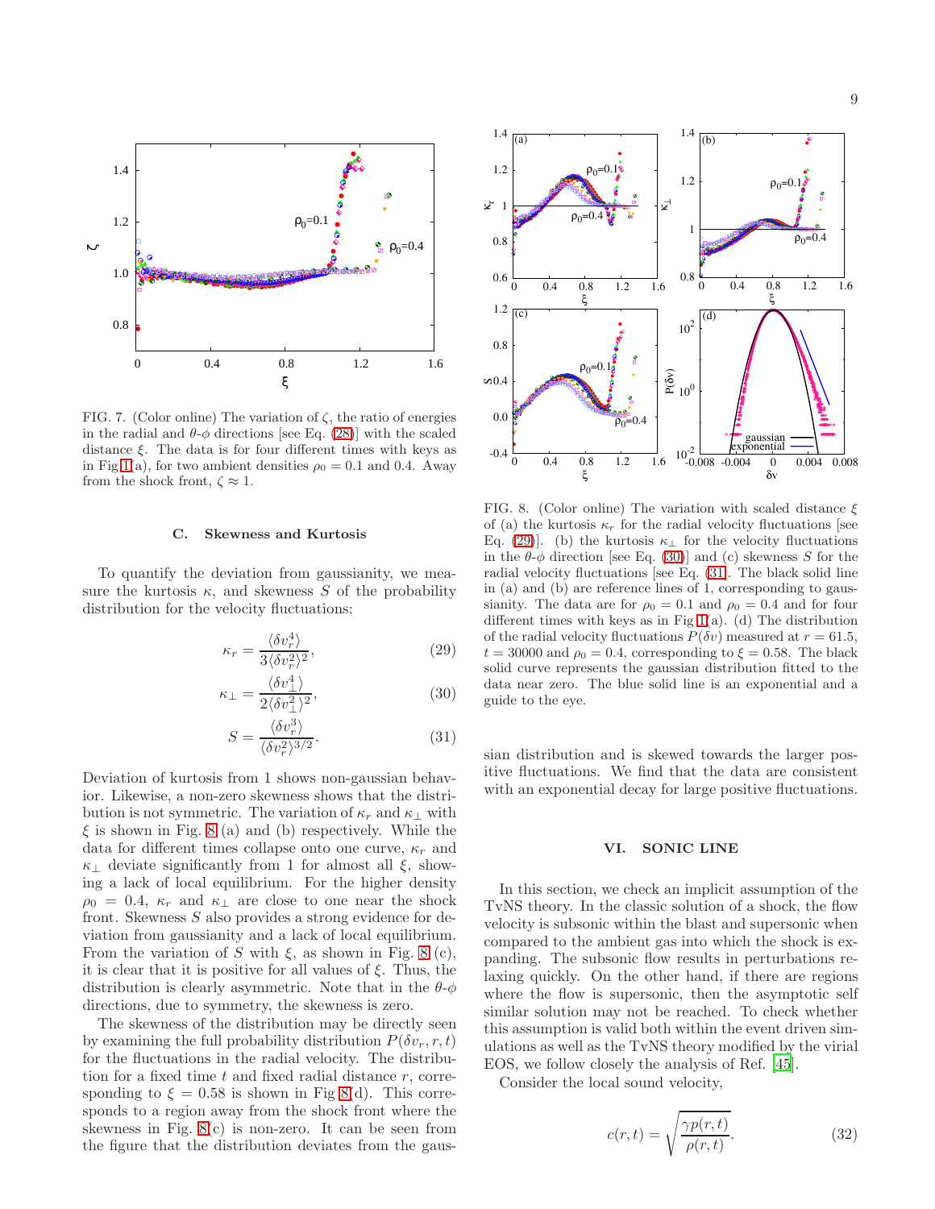FIG. 7. (Color online) The variation of $\zeta$, the ratio of energies in the radial and $\theta$-$\phi$ directions [see Eq. (28)] with the scaled distance $\xi$. The data is for four different times with keys as in Fig 1(a), for two ambient densities $\rho_0 = 0.1$ and 0.4. Away from the shock front, $\zeta \approx 1$.

### C. Skewness and Kurtosis

To quantify the deviation from gaussianity, we measure the kurtosis $\kappa$, and skewness $S$ of the probability distribution for the velocity fluctuations:

$$\kappa_r = \frac{\langle \delta v_r^4 \rangle}{3 \langle \delta v_r^2 \rangle^2}, \tag{29}$$

$$\kappa_\perp = \frac{\langle \delta v_\perp^4 \rangle}{2 \langle \delta v_\perp^2 \rangle^2}, \tag{30}$$

$$S = \frac{\langle \delta v_r^3 \rangle}{\langle \delta v_r^2 \rangle^{3/2}}. \tag{31}$$

Deviation of kurtosis from 1 shows non-gaussian behavior. Likewise, a non-zero skewness shows that the distribution is not symmetric. The variation of $\kappa_r$ and $\kappa_\perp$ with $\xi$ is shown in Fig. 8 (a) and (b) respectively. While the data for different times collapse onto one curve, $\kappa_r$ and $\kappa_\perp$ deviate significantly from 1 for almost all $\xi$, showing a lack of local equilibrium. For the higher density $\rho_0 = 0.4$, $\kappa_r$ and $\kappa_\perp$ are close to one near the shock front. Skewness $S$ also provides a strong evidence for deviation from gaussianity and a lack of local equilibrium. From the variation of $S$ with $\xi$, as shown in Fig. 8 (c), it is clear that it is positive for all values of $\xi$. Thus, the distribution is clearly asymmetric. Note that in the $\theta$-$\phi$ directions, due to symmetry, the skewness is zero.

The skewness of the distribution may be directly seen by examining the full probability distribution $P(\delta v_r, r, t)$ for the fluctuations in the radial velocity. The distribution for a fixed time $t$ and fixed radial distance $r$, corresponding to $\xi = 0.58$ is shown in Fig 8(d). This corresponds to a region away from the shock front where the skewness in Fig. 8(c) is non-zero. It can be seen from the figure that the distribution deviates from the gaussian distribution and is skewed towards the larger positive fluctuations. We find that the data are consistent with an exponential decay for large positive fluctuations.

FIG. 8. (Color online) The variation with scaled distance $\xi$ of (a) the kurtosis $\kappa_r$ for the radial velocity fluctuations [see Eq. (29)]. (b) the kurtosis $\kappa_\perp$ for the velocity fluctuations in the $\theta$-$\phi$ direction [see Eq. (30)] and (c) skewness $S$ for the radial velocity fluctuations [see Eq. (31)]. The black solid line in (a) and (b) are reference lines of 1, corresponding to gaussianity. The data are for $\rho_0 = 0.1$ and $\rho_0 = 0.4$ and for four different times with keys as in Fig 1(a). (d) The distribution of the radial velocity fluctuations $P(\delta v)$ measured at $r = 61.5$, $t = 30000$ and $\rho_0 = 0.4$, corresponding to $\xi = 0.58$. The black solid curve represents the gaussian distribution fitted to the data near zero. The blue solid line is an exponential and a guide to the eye.

## VI. SONIC LINE

In this section, we check an implicit assumption of the TvNS theory. In the classic solution of a shock, the flow velocity is subsonic within the blast and supersonic when compared to the ambient gas into which the shock is expanding. The subsonic flow results in perturbations relaxing quickly. On the other hand, if there are regions where the flow is supersonic, then the asymptotic self similar solution may not be reached. To check whether this assumption is valid both within the event driven simulations as well as the TvNS theory modified by the virial EOS, we follow closely the analysis of Ref. [45].

Consider the local sound velocity,

$$c(r,t) = \sqrt{\frac{\gamma p(r,t)}{\rho(r,t)}}. \tag{32}$$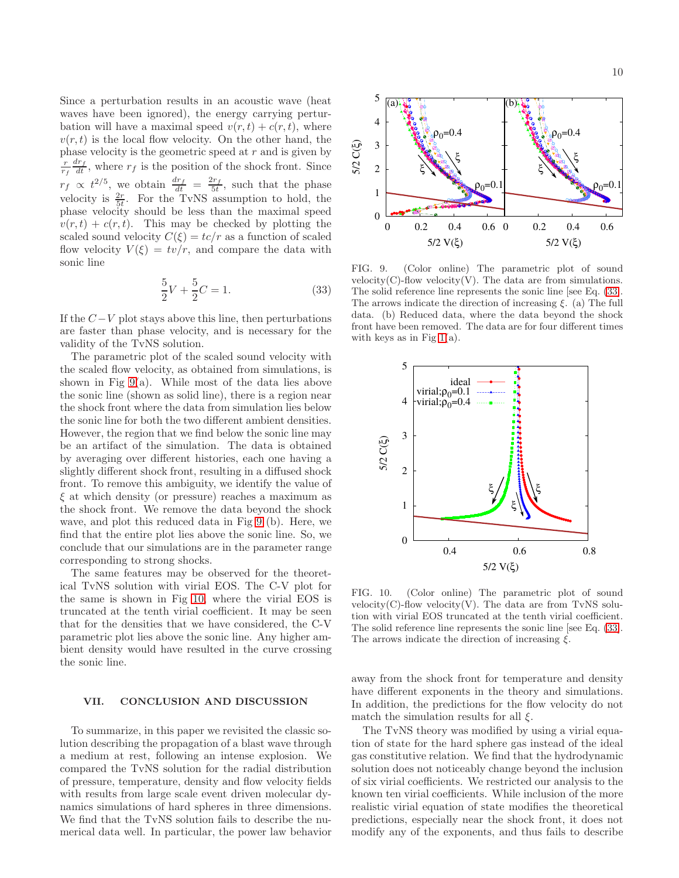Since a perturbation results in an acoustic wave (heat waves have been ignored), the energy carrying perturbation will have a maximal speed $v(r,t) + c(r,t)$, where $v(r,t)$ is the local flow velocity. On the other hand, the phase velocity is the geometric speed at $r$ and is given by $\frac{r}{r_f}\frac{dr_f}{dt}$, where $r_f$ is the position of the shock front. Since $r_f \propto t^{2/5}$, we obtain $\frac{dr_f}{dt} = \frac{2r_f}{5t}$, such that the phase velocity is $\frac{2r}{5t}$. For the TvNS assumption to hold, the phase velocity should be less than the maximal speed $v(r,t) + c(r,t)$. This may be checked by plotting the scaled sound velocity $C(\xi) = tc/r$ as a function of scaled flow velocity $V(\xi) = tv/r$, and compare the data with sonic line

$$\frac{5}{2}V + \frac{5}{2}C = 1. \tag{33}$$

If the $C-V$ plot stays above this line, then perturbations are faster than phase velocity, and is necessary for the validity of the TvNS solution.

The parametric plot of the scaled sound velocity with the scaled flow velocity, as obtained from simulations, is shown in Fig 9(a). While most of the data lies above the sonic line (shown as solid line), there is a region near the shock front where the data from simulation lies below the sonic line for both the two different ambient densities. However, the region that we find below the sonic line may be an artifact of the simulation. The data is obtained by averaging over different histories, each one having a slightly different shock front, resulting in a diffused shock front. To remove this ambiguity, we identify the value of $\xi$ at which density (or pressure) reaches a maximum as the shock front. We remove the data beyond the shock wave, and plot this reduced data in Fig 9 (b). Here, we find that the entire plot lies above the sonic line. So, we conclude that our simulations are in the parameter range corresponding to strong shocks.

The same features may be observed for the theoretical TvNS solution with virial EOS. The C-V plot for the same is shown in Fig 10, where the virial EOS is truncated at the tenth virial coefficient. It may be seen that for the densities that we have considered, the C-V parametric plot lies above the sonic line. Any higher ambient density would have resulted in the curve crossing the sonic line.

FIG. 9. (Color online) The parametric plot of sound velocity(C)-flow velocity(V). The data are from simulations. The solid reference line represents the sonic line [see Eq. (33)]. The arrows indicate the direction of increasing $\xi$. (a) The full data. (b) Reduced data, where the data beyond the shock front have been removed. The data are for four different times with keys as in Fig 1(a).

FIG. 10. (Color online) The parametric plot of sound velocity(C)-flow velocity(V). The data are from TvNS solution with virial EOS truncated at the tenth virial coefficient. The solid reference line represents the sonic line [see Eq. (33)]. The arrows indicate the direction of increasing $\xi$.

## VII. CONCLUSION AND DISCUSSION

To summarize, in this paper we revisited the classic solution describing the propagation of a blast wave through a medium at rest, following an intense explosion. We compared the TvNS solution for the radial distribution of pressure, temperature, density and flow velocity fields with results from large scale event driven molecular dynamics simulations of hard spheres in three dimensions. We find that the TvNS solution fails to describe the numerical data well. In particular, the power law behavior away from the shock front for temperature and density have different exponents in the theory and simulations. In addition, the predictions for the flow velocity do not match the simulation results for all $\xi$.

The TvNS theory was modified by using a virial equation of state for the hard sphere gas instead of the ideal gas constitutive relation. We find that the hydrodynamic solution does not noticeably change beyond the inclusion of six virial coefficients. We restricted our analysis to the known ten virial coefficients. While inclusion of the more realistic virial equation of state modifies the theoretical predictions, especially near the shock front, it does not modify any of the exponents, and thus fails to describe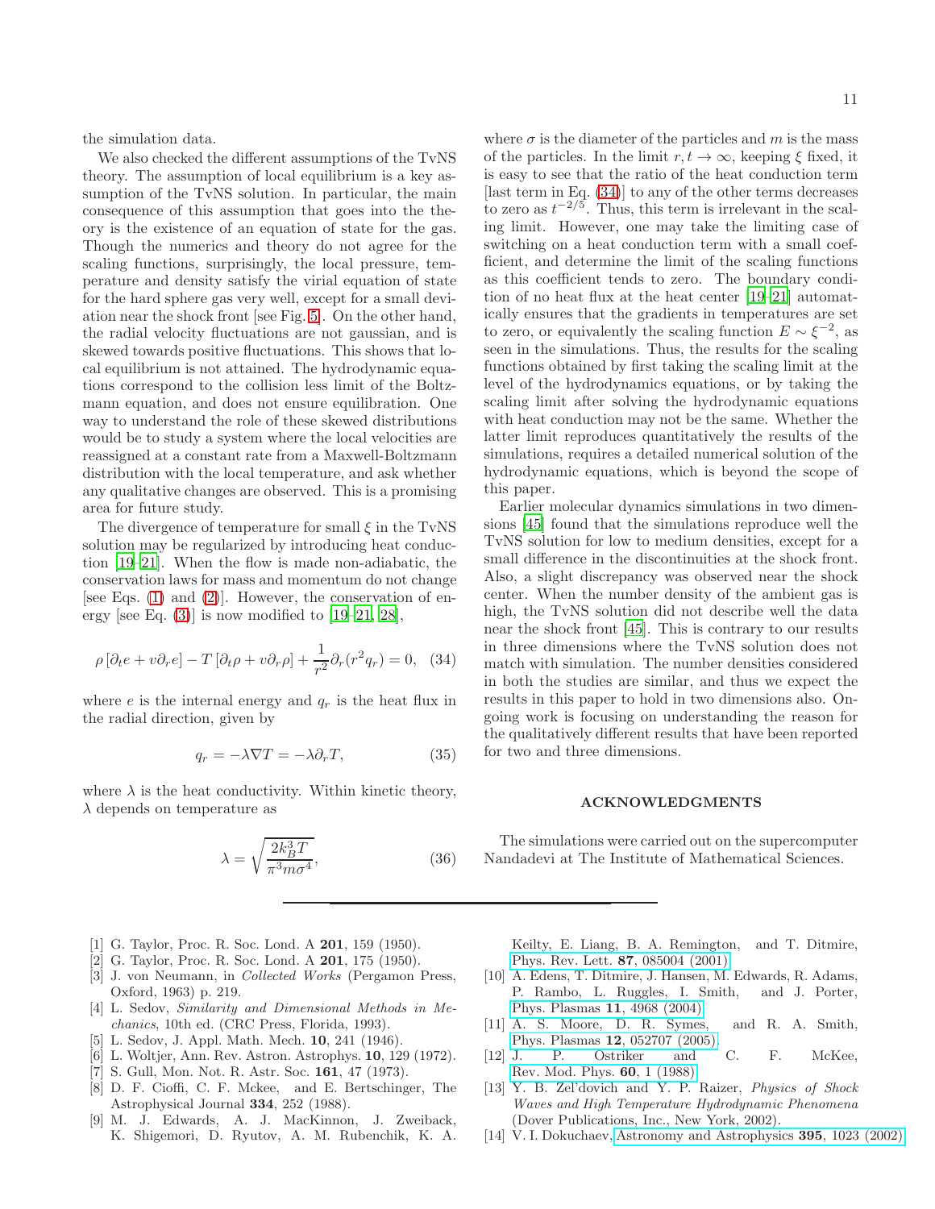the simulation data.

We also checked the different assumptions of the TvNS theory. The assumption of local equilibrium is a key assumption of the TvNS solution. In particular, the main consequence of this assumption that goes into the theory is the existence of an equation of state for the gas. Though the numerics and theory do not agree for the scaling functions, surprisingly, the local pressure, temperature and density satisfy the virial equation of state for the hard sphere gas very well, except for a small deviation near the shock front [see Fig. 5]. On the other hand, the radial velocity fluctuations are not gaussian, and is skewed towards positive fluctuations. This shows that local equilibrium is not attained. The hydrodynamic equations correspond to the collision less limit of the Boltzmann equation, and does not ensure equilibration. One way to understand the role of these skewed distributions would be to study a system where the local velocities are reassigned at a constant rate from a Maxwell-Boltzmann distribution with the local temperature, and ask whether any qualitative changes are observed. This is a promising area for future study.

The divergence of temperature for small $\xi$ in the TvNS solution may be regularized by introducing heat conduction [19–21]. When the flow is made non-adiabatic, the conservation laws for mass and momentum do not change [see Eqs. (1) and (2)]. However, the conservation of energy [see Eq. (3)] is now modified to [19–21, 28],

$$\rho\left[\partial_t e + v\partial_r e\right] - T\left[\partial_t \rho + v\partial_r \rho\right] + \frac{1}{r^2}\partial_r(r^2 q_r) = 0, \quad (34)$$

where $e$ is the internal energy and $q_r$ is the heat flux in the radial direction, given by

$$q_r = -\lambda \nabla T = -\lambda \partial_r T, \quad (35)$$

where $\lambda$ is the heat conductivity. Within kinetic theory, $\lambda$ depends on temperature as

$$\lambda = \sqrt{\frac{2k_B^3 T}{\pi^3 m \sigma^4}}, \quad (36)$$

where $\sigma$ is the diameter of the particles and $m$ is the mass of the particles. In the limit $r, t \to \infty$, keeping $\xi$ fixed, it is easy to see that the ratio of the heat conduction term [last term in Eq. (34)] to any of the other terms decreases to zero as $t^{-2/5}$. Thus, this term is irrelevant in the scaling limit. However, one may take the limiting case of switching on a heat conduction term with a small coefficient, and determine the limit of the scaling functions as this coefficient tends to zero. The boundary condition of no heat flux at the heat center [19–21] automatically ensures that the gradients in temperatures are set to zero, or equivalently the scaling function $E \sim \xi^{-2}$, as seen in the simulations. Thus, the results for the scaling functions obtained by first taking the scaling limit at the level of the hydrodynamics equations, or by taking the scaling limit after solving the hydrodynamic equations with heat conduction may not be the same. Whether the latter limit reproduces quantitatively the results of the simulations, requires a detailed numerical solution of the hydrodynamic equations, which is beyond the scope of this paper.

Earlier molecular dynamics simulations in two dimensions [45] found that the simulations reproduce well the TvNS solution for low to medium densities, except for a small difference in the discontinuities at the shock front. Also, a slight discrepancy was observed near the shock center. When the number density of the ambient gas is high, the TvNS solution did not describe well the data near the shock front [45]. This is contrary to our results in three dimensions where the TvNS solution does not match with simulation. The number densities considered in both the studies are similar, and thus we expect the results in this paper to hold in two dimensions also. Ongoing work is focusing on understanding the reason for the qualitatively different results that have been reported for two and three dimensions.

## ACKNOWLEDGMENTS

The simulations were carried out on the supercomputer Nandadevi at The Institute of Mathematical Sciences.

---

[1] G. Taylor, Proc. R. Soc. Lond. A **201**, 159 (1950).
[2] G. Taylor, Proc. R. Soc. Lond. A **201**, 175 (1950).
[3] J. von Neumann, in *Collected Works* (Pergamon Press, Oxford, 1963) p. 219.
[4] L. Sedov, *Similarity and Dimensional Methods in Mechanics*, 10th ed. (CRC Press, Florida, 1993).
[5] L. Sedov, J. Appl. Math. Mech. **10**, 241 (1946).
[6] L. Woltjer, Ann. Rev. Astron. Astrophys. **10**, 129 (1972).
[7] S. Gull, Mon. Not. R. Astr. Soc. **161**, 47 (1973).
[8] D. F. Cioffi, C. F. Mckee, and E. Bertschinger, The Astrophysical Journal **334**, 252 (1988).
[9] M. J. Edwards, A. J. MacKinnon, J. Zweiback, K. Shigemori, D. Ryutov, A. M. Rubenchik, K. A. Keilty, E. Liang, B. A. Remington, and T. Ditmire, Phys. Rev. Lett. **87**, 085004 (2001).
[10] A. Edens, T. Ditmire, J. Hansen, M. Edwards, R. Adams, P. Rambo, L. Ruggles, I. Smith, and J. Porter, Phys. Plasmas **11**, 4968 (2004).
[11] A. S. Moore, D. R. Symes, and R. A. Smith, Phys. Plasmas **12**, 052707 (2005).
[12] J. P. Ostriker and C. F. McKee, Rev. Mod. Phys. **60**, 1 (1988).
[13] Y. B. Zel'dovich and Y. P. Raizer, *Physics of Shock Waves and High Temperature Hydrodynamic Phenomena* (Dover Publications, Inc., New York, 2002).
[14] V. I. Dokuchaev, Astronomy and Astrophysics **395**, 1023 (2002).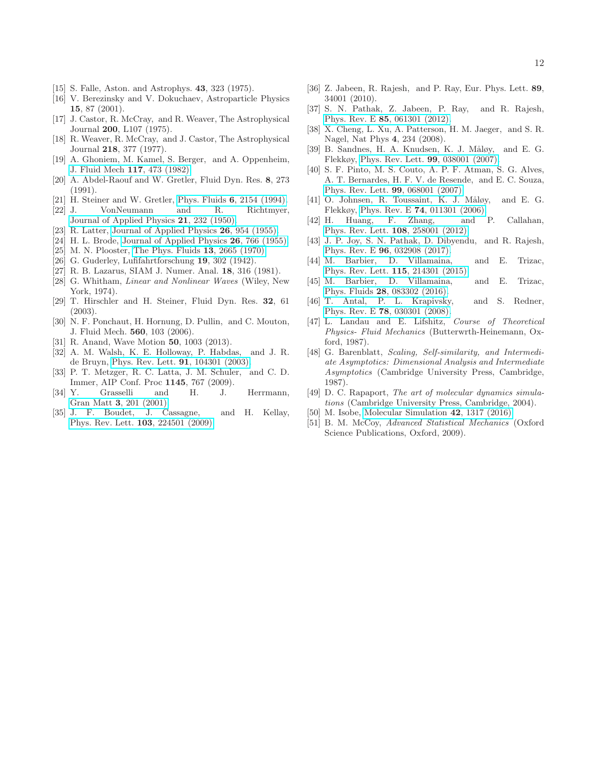[15] S. Falle, Aston. and Astrophys. **43**, 323 (1975).

[16] V. Berezinsky and V. Dokuchaev, Astroparticle Physics **15**, 87 (2001).

[17] J. Castor, R. McCray, and R. Weaver, The Astrophysical Journal **200**, L107 (1975).

[18] R. Weaver, R. McCray, and J. Castor, The Astrophysical Journal **218**, 377 (1977).

[19] A. Ghoniem, M. Kamel, S. Berger, and A. Oppenheim, J. Fluid Mech **117**, 473 (1982).

[20] A. Abdel-Raouf and W. Gretler, Fluid Dyn. Res. **8**, 273 (1991).

[21] H. Steiner and W. Gretler, Phys. Fluids **6**, 2154 (1994).

[22] J. VonNeumann and R. Richtmyer, Journal of Applied Physics **21**, 232 (1950).

[23] R. Latter, Journal of Applied Physics **26**, 954 (1955).

[24] H. L. Brode, Journal of Applied Physics **26**, 766 (1955).

[25] M. N. Plooster, The Phys. Fluids **13**, 2665 (1970).

[26] G. Guderley, Luftfahrtforschung **19**, 302 (1942).

[27] R. B. Lazarus, SIAM J. Numer. Anal. **18**, 316 (1981).

[28] G. Whitham, *Linear and Nonlinear Waves* (Wiley, New York, 1974).

[29] T. Hirschler and H. Steiner, Fluid Dyn. Res. **32**, 61 (2003).

[30] N. F. Ponchaut, H. Hornung, D. Pullin, and C. Mouton, J. Fluid Mech. **560**, 103 (2006).

[31] R. Anand, Wave Motion **50**, 1003 (2013).

[32] A. M. Walsh, K. E. Holloway, P. Habdas, and J. R. de Bruyn, Phys. Rev. Lett. **91**, 104301 (2003).

[33] P. T. Metzger, R. C. Latta, J. M. Schuler, and C. D. Immer, AIP Conf. Proc **1145**, 767 (2009).

[34] Y. Grasselli and H. J. Herrmann, Gran Matt **3**, 201 (2001).

[35] J. F. Boudet, J. Cassagne, and H. Kellay, Phys. Rev. Lett. **103**, 224501 (2009).

[36] Z. Jabeen, R. Rajesh, and P. Ray, Eur. Phys. Lett. **89**, 34001 (2010).

[37] S. N. Pathak, Z. Jabeen, P. Ray, and R. Rajesh, Phys. Rev. E **85**, 061301 (2012).

[38] X. Cheng, L. Xu, A. Patterson, H. M. Jaeger, and S. R. Nagel, Nat Phys **4**, 234 (2008).

[39] B. Sandnes, H. A. Knudsen, K. J. Måløy, and E. G. Flekkøy, Phys. Rev. Lett. **99**, 038001 (2007).

[40] S. F. Pinto, M. S. Couto, A. P. F. Atman, S. G. Alves, A. T. Bernardes, H. F. V. de Resende, and E. C. Souza, Phys. Rev. Lett. **99**, 068001 (2007).

[41] O. Johnsen, R. Toussaint, K. J. Måløy, and E. G. Flekkøy, Phys. Rev. E **74**, 011301 (2006).

[42] H. Huang, F. Zhang, and P. Callahan, Phys. Rev. Lett. **108**, 258001 (2012).

[43] J. P. Joy, S. N. Pathak, D. Dibyendu, and R. Rajesh, Phys. Rev. E **96**, 032908 (2017).

[44] M. Barbier, D. Villamaina, and E. Trizac, Phys. Rev. Lett. **115**, 214301 (2015).

[45] M. Barbier, D. Villamaina, and E. Trizac, Phys. Fluids **28**, 083302 (2016).

[46] T. Antal, P. L. Krapivsky, and S. Redner, Phys. Rev. E **78**, 030301 (2008).

[47] L. Landau and E. Lifshitz, *Course of Theoretical Physics- Fluid Mechanics* (Butterwrth-Heinemann, Oxford, 1987).

[48] G. Barenblatt, *Scaling, Self-similarity, and Intermediate Asymptotics: Dimensional Analysis and Intermediate Asymptotics* (Cambridge University Press, Cambridge, 1987).

[49] D. C. Rapaport, *The art of molecular dynamics simulations* (Cambridge University Press, Cambridge, 2004).

[50] M. Isobe, Molecular Simulation **42**, 1317 (2016).

[51] B. M. McCoy, *Advanced Statistical Mechanics* (Oxford Science Publications, Oxford, 2009).